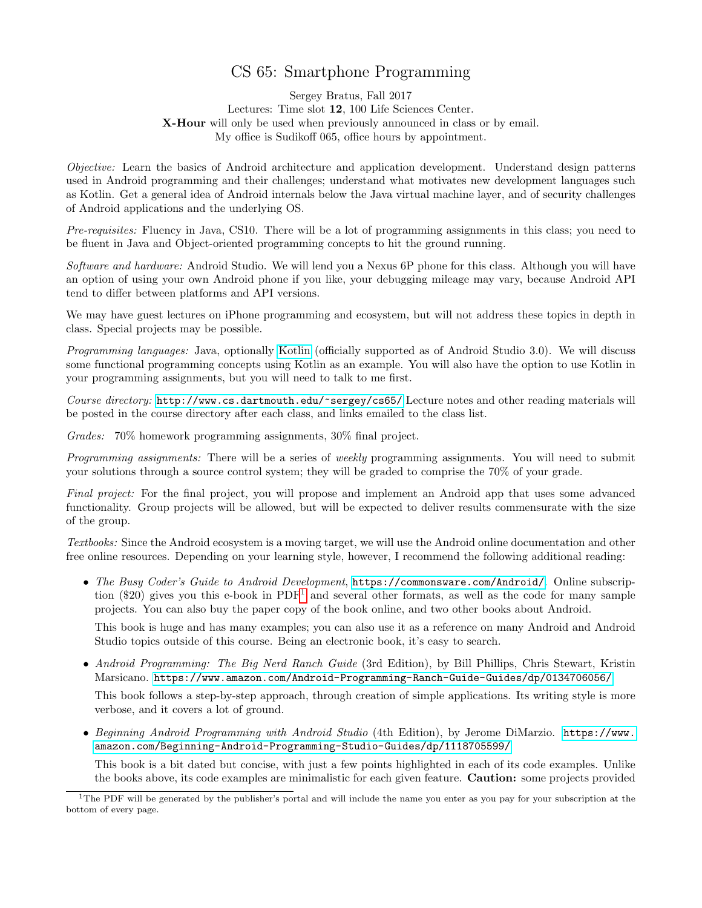# CS 65: Smartphone Programming

Sergey Bratus, Fall 2017
Lectures: Time slot **12**, 100 Life Sciences Center.
**X-Hour** will only be used when previously announced in class or by email.
My office is Sudikoff 065, office hours by appointment.

*Objective:* Learn the basics of Android architecture and application development. Understand design patterns used in Android programming and their challenges; understand what motivates new development languages such as Kotlin. Get a general idea of Android internals below the Java virtual machine layer, and of security challenges of Android applications and the underlying OS.

*Pre-requisites:* Fluency in Java, CS10. There will be a lot of programming assignments in this class; you need to be fluent in Java and Object-oriented programming concepts to hit the ground running.

*Software and hardware:* Android Studio. We will lend you a Nexus 6P phone for this class. Although you will have an option of using your own Android phone if you like, your debugging mileage may vary, because Android API tend to differ between platforms and API versions.

We may have guest lectures on iPhone programming and ecosystem, but will not address these topics in depth in class. Special projects may be possible.

*Programming languages:* Java, optionally Kotlin (officially supported as of Android Studio 3.0). We will discuss some functional programming concepts using Kotlin as an example. You will also have the option to use Kotlin in your programming assignments, but you will need to talk to me first.

*Course directory:* `http://www.cs.dartmouth.edu/~sergey/cs65/` Lecture notes and other reading materials will be posted in the course directory after each class, and links emailed to the class list.

*Grades:* 70% homework programming assignments, 30% final project.

*Programming assignments:* There will be a series of *weekly* programming assignments. You will need to submit your solutions through a source control system; they will be graded to comprise the 70% of your grade.

*Final project:* For the final project, you will propose and implement an Android app that uses some advanced functionality. Group projects will be allowed, but will be expected to deliver results commensurate with the size of the group.

*Textbooks:* Since the Android ecosystem is a moving target, we will use the Android online documentation and other free online resources. Depending on your learning style, however, I recommend the following additional reading:

- *The Busy Coder's Guide to Android Development*, `https://commonsware.com/Android/`. Online subscription ($20) gives you this e-book in PDF[1] and several other formats, as well as the code for many sample projects. You can also buy the paper copy of the book online, and two other books about Android.

  This book is huge and has many examples; you can also use it as a reference on many Android and Android Studio topics outside of this course. Being an electronic book, it's easy to search.

- *Android Programming: The Big Nerd Ranch Guide* (3rd Edition), by Bill Phillips, Chris Stewart, Kristin Marsicano. `https://www.amazon.com/Android-Programming-Ranch-Guide-Guides/dp/0134706056/`

  This book follows a step-by-step approach, through creation of simple applications. Its writing style is more verbose, and it covers a lot of ground.

- *Beginning Android Programming with Android Studio* (4th Edition), by Jerome DiMarzio. `https://www.amazon.com/Beginning-Android-Programming-Studio-Guides/dp/1118705599/`

  This book is a bit dated but concise, with just a few points highlighted in each of its code examples. Unlike the books above, its code examples are minimalistic for each given feature. **Caution:** some projects provided

[1] The PDF will be generated by the publisher's portal and will include the name you enter as you pay for your subscription at the bottom of every page.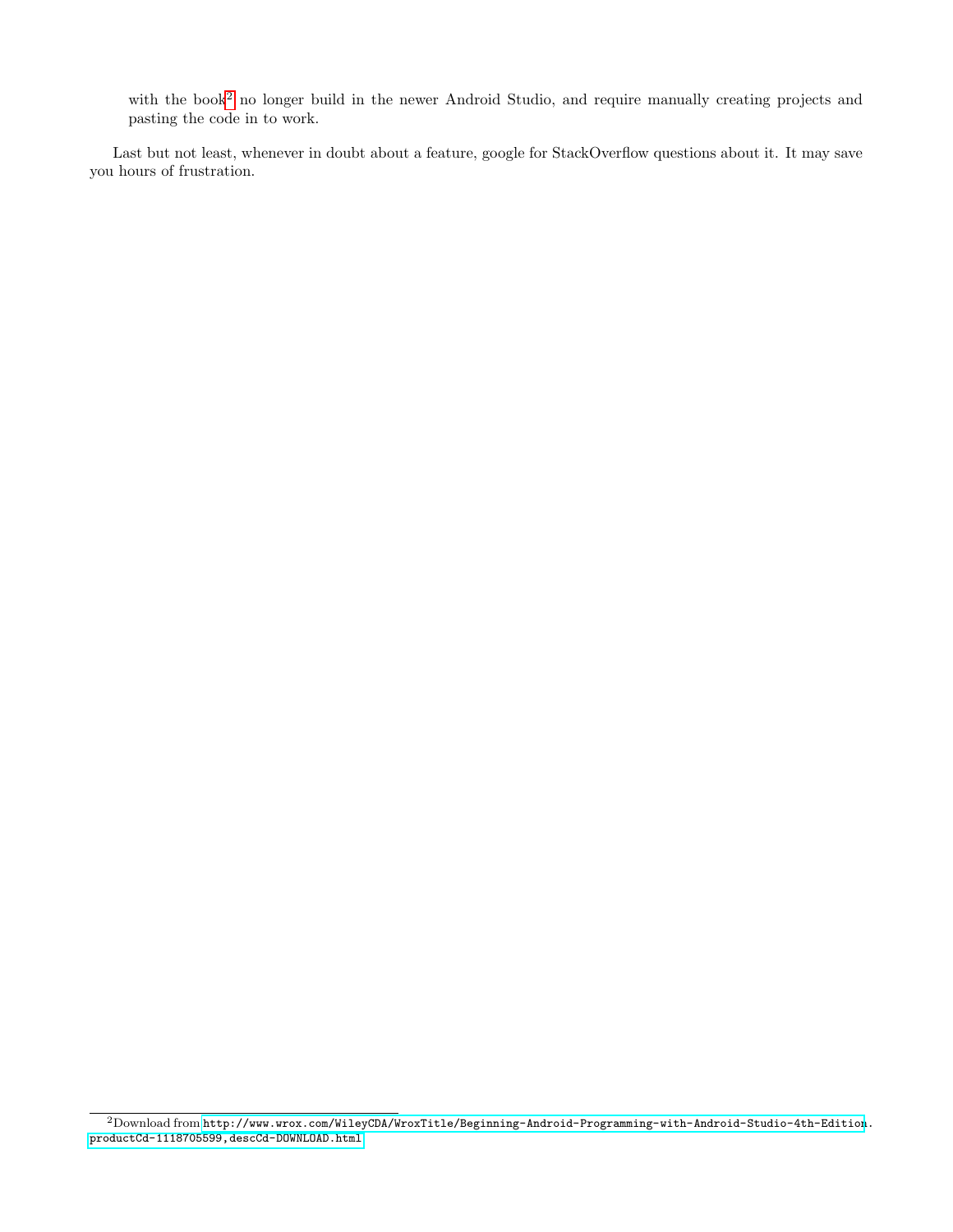with the book[2] no longer build in the newer Android Studio, and require manually creating projects and pasting the code in to work.

Last but not least, whenever in doubt about a feature, google for StackOverflow questions about it. It may save you hours of frustration.

[2] Download from http://www.wrox.com/WileyCDA/WroxTitle/Beginning-Android-Programming-with-Android-Studio-4th-Edition.productCd-1118705599,descCd-DOWNLOAD.html